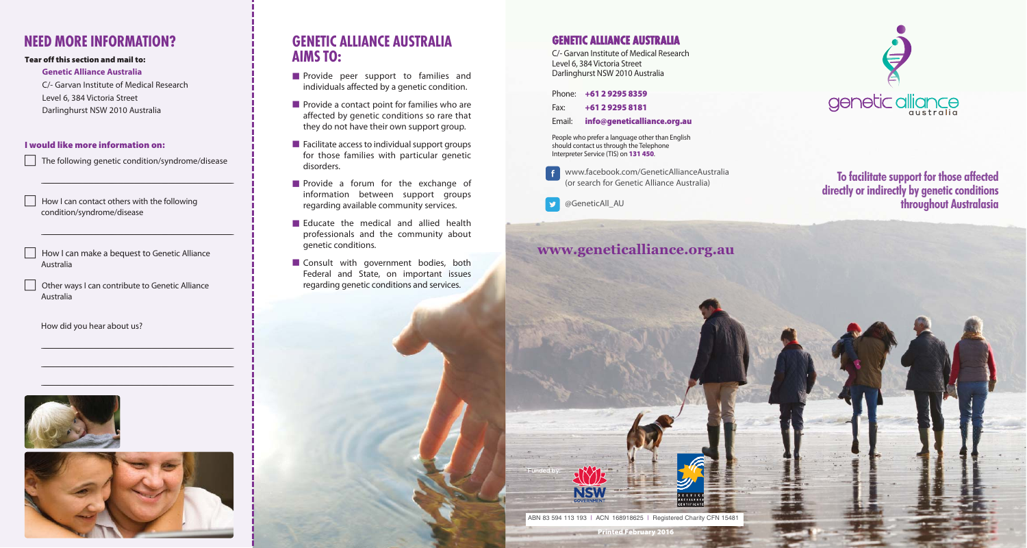## NEED MORE INFORMATION?

**Tear off this section and mail to:**

**Genetic Alliance Australia**
C/- Garvan Institute of Medical Research
Level 6, 384 Victoria Street
Darlinghurst NSW 2010 Australia

**I would like more information on:**

- [ ] The following genetic condition/syndrome/disease

_______________________________________

- [ ] How I can contact others with the following condition/syndrome/disease

_______________________________________

- [ ] How I can make a bequest to Genetic Alliance Australia
- [ ] Other ways I can contribute to Genetic Alliance Australia

How did you hear about us?

_______________________________________

_______________________________________

_______________________________________

## GENETIC ALLIANCE AUSTRALIA AIMS TO:

- Provide peer support to families and individuals affected by a genetic condition.
- Provide a contact point for families who are affected by genetic conditions so rare that they do not have their own support group.
- Facilitate access to individual support groups for those families with particular genetic disorders.
- Provide a forum for the exchange of information between support groups regarding available community services.
- Educate the medical and allied health professionals and the community about genetic conditions.
- Consult with government bodies, both Federal and State, on important issues regarding genetic conditions and services.

## GENETIC ALLIANCE AUSTRALIA

C/- Garvan Institute of Medical Research
Level 6, 384 Victoria Street
Darlinghurst NSW 2010 Australia

Phone: **+61 2 9295 8359**
Fax: **+61 2 9295 8181**
Email: **info@geneticalliance.org.au**

People who prefer a language other than English should contact us through the Telephone Interpreter Service (TIS) on **131 450**.

www.facebook.com/GeneticAllianceAustralia
(or search for Genetic Alliance Australia)

@GeneticAll_AU

**www.geneticalliance.org.au**

Funded by:

ABN 83 594 113 193 | ACN 168918625 | Registered Charity CFN 15481

Printed February 2016

genetic alliance australia

**To facilitate support for those affected directly or indirectly by genetic conditions throughout Australasia**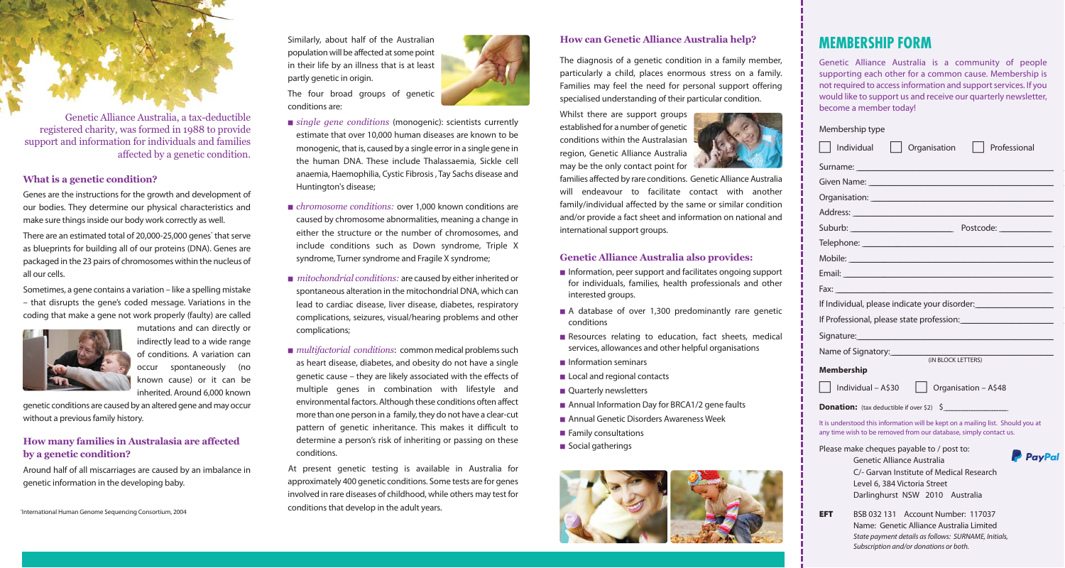Genetic Alliance Australia, a tax-deductible registered charity, was formed in 1988 to provide support and information for individuals and families affected by a genetic condition.

### What is a genetic condition?

Genes are the instructions for the growth and development of our bodies. They determine our physical characteristics and make sure things inside our body work correctly as well.

There are an estimated total of 20,000-25,000 genes* that serve as blueprints for building all of our proteins (DNA). Genes are packaged in the 23 pairs of chromosomes within the nucleus of all our cells.

Sometimes, a gene contains a variation – like a spelling mistake – that disrupts the gene's coded message. Variations in the coding that make a gene not work properly (faulty) are called mutations and can directly or indirectly lead to a wide range of conditions. A variation can occur spontaneously (no known cause) or it can be inherited. Around 6,000 known genetic conditions are caused by an altered gene and may occur without a previous family history.

### How many families in Australasia are affected by a genetic condition?

Around half of all miscarriages are caused by an imbalance in genetic information in the developing baby.

Similarly, about half of the Australian population will be affected at some point in their life by an illness that is at least partly genetic in origin.

The four broad groups of genetic conditions are:

- *single gene conditions* (monogenic): scientists currently estimate that over 10,000 human diseases are known to be monogenic, that is, caused by a single error in a single gene in the human DNA. These include Thalassaemia, Sickle cell anaemia, Haemophilia, Cystic Fibrosis , Tay Sachs disease and Huntington's disease;
- *chromosome conditions:* over 1,000 known conditions are caused by chromosome abnormalities, meaning a change in either the structure or the number of chromosomes, and include conditions such as Down syndrome, Triple X syndrome, Turner syndrome and Fragile X syndrome;
- *mitochondrial conditions:* are caused by either inherited or spontaneous alteration in the mitochondrial DNA, which can lead to cardiac disease, liver disease, diabetes, respiratory complications, seizures, visual/hearing problems and other complications;
- *multifactorial conditions*: common medical problems such as heart disease, diabetes, and obesity do not have a single genetic cause – they are likely associated with the effects of multiple genes in combination with lifestyle and environmental factors. Although these conditions often affect more than one person in a family, they do not have a clear-cut pattern of genetic inheritance. This makes it difficult to determine a person's risk of inheriting or passing on these conditions.

At present genetic testing is available in Australia for approximately 400 genetic conditions. Some tests are for genes involved in rare diseases of childhood, while others may test for conditions that develop in the adult years.

*International Human Genome Sequencing Consortium, 2004

### How can Genetic Alliance Australia help?

The diagnosis of a genetic condition in a family member, particularly a child, places enormous stress on a family. Families may feel the need for personal support offering specialised understanding of their particular condition.

Whilst there are support groups established for a number of genetic conditions within the Australasian region, Genetic Alliance Australia may be the only contact point for families affected by rare conditions. Genetic Alliance Australia will endeavour to facilitate contact with another family/individual affected by the same or similar condition and/or provide a fact sheet and information on national and international support groups.

### Genetic Alliance Australia also provides:

- Information, peer support and facilitates ongoing support for individuals, families, health professionals and other interested groups.
- A database of over 1,300 predominantly rare genetic conditions
- Resources relating to education, fact sheets, medical services, allowances and other helpful organisations
- Information seminars
- Local and regional contacts
- Quarterly newsletters
- Annual Information Day for BRCA1/2 gene faults
- Annual Genetic Disorders Awareness Week
- Family consultations
- Social gatherings

## MEMBERSHIP FORM

Genetic Alliance Australia is a community of people supporting each other for a common cause. Membership is not required to access information and support services. If you would like to support us and receive our quarterly newsletter, become a member today!

Membership type

☐ Individual ☐ Organisation ☐ Professional

Surname: ____________________

Given Name: ____________________

Organisation: ____________________

Address: ____________________

Suburb: ____________________ Postcode: ____________

Telephone: ____________________

Mobile: ____________________

Email: ____________________

Fax: ____________________

If Individual, please indicate your disorder: ____________________

If Professional, please state profession: ____________________

Signature: ____________________

Name of Signatory: ____________________ (IN BLOCK LETTERS)

**Membership**

☐ Individual – A$30 ☐ Organisation – A$48

**Donation:** (tax deductible if over $2) $____________

It is understood this information will be kept on a mailing list. Should you at any time wish to be removed from our database, simply contact us.

Please make cheques payable to / post to:
Genetic Alliance Australia
C/- Garvan Institute of Medical Research
Level 6, 384 Victoria Street
Darlinghurst NSW 2010 Australia

PayPal

**EFT** BSB 032 131 Account Number: 117037
Name: Genetic Alliance Australia Limited
*State payment details as follows: SURNAME, Initials, Subscription and/or donations or both.*